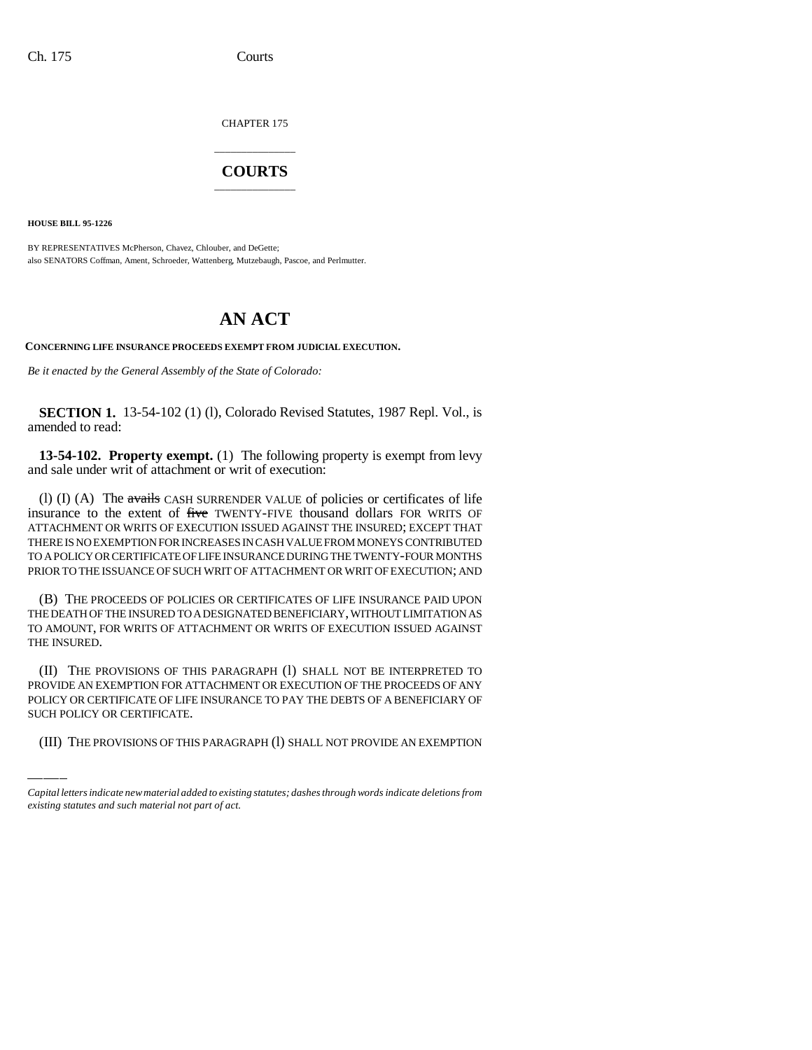CHAPTER 175

# COURTS

**HOUSE BILL 95-1226**

BY REPRESENTATIVES McPherson, Chavez, Chlouber, and DeGette;
also SENATORS Coffman, Ament, Schroeder, Wattenberg, Mutzebaugh, Pascoe, and Perlmutter.

# AN ACT

**CONCERNING LIFE INSURANCE PROCEEDS EXEMPT FROM JUDICIAL EXECUTION.**

*Be it enacted by the General Assembly of the State of Colorado:*

**SECTION 1.** 13-54-102 (1) (l), Colorado Revised Statutes, 1987 Repl. Vol., is amended to read:

**13-54-102. Property exempt.** (1) The following property is exempt from levy and sale under writ of attachment or writ of execution:

(l) (I) (A) The ~~avails~~ CASH SURRENDER VALUE of policies or certificates of life insurance to the extent of ~~five~~ TWENTY-FIVE thousand dollars FOR WRITS OF ATTACHMENT OR WRITS OF EXECUTION ISSUED AGAINST THE INSURED; EXCEPT THAT THERE IS NO EXEMPTION FOR INCREASES IN CASH VALUE FROM MONEYS CONTRIBUTED TO A POLICY OR CERTIFICATE OF LIFE INSURANCE DURING THE TWENTY-FOUR MONTHS PRIOR TO THE ISSUANCE OF SUCH WRIT OF ATTACHMENT OR WRIT OF EXECUTION; AND

(B) THE PROCEEDS OF POLICIES OR CERTIFICATES OF LIFE INSURANCE PAID UPON THE DEATH OF THE INSURED TO A DESIGNATED BENEFICIARY, WITHOUT LIMITATION AS TO AMOUNT, FOR WRITS OF ATTACHMENT OR WRITS OF EXECUTION ISSUED AGAINST THE INSURED.

(II) THE PROVISIONS OF THIS PARAGRAPH (l) SHALL NOT BE INTERPRETED TO PROVIDE AN EXEMPTION FOR ATTACHMENT OR EXECUTION OF THE PROCEEDS OF ANY POLICY OR CERTIFICATE OF LIFE INSURANCE TO PAY THE DEBTS OF A BENEFICIARY OF SUCH POLICY OR CERTIFICATE.

(III) THE PROVISIONS OF THIS PARAGRAPH (l) SHALL NOT PROVIDE AN EXEMPTION

*Capital letters indicate new material added to existing statutes; dashes through words indicate deletions from existing statutes and such material not part of act.*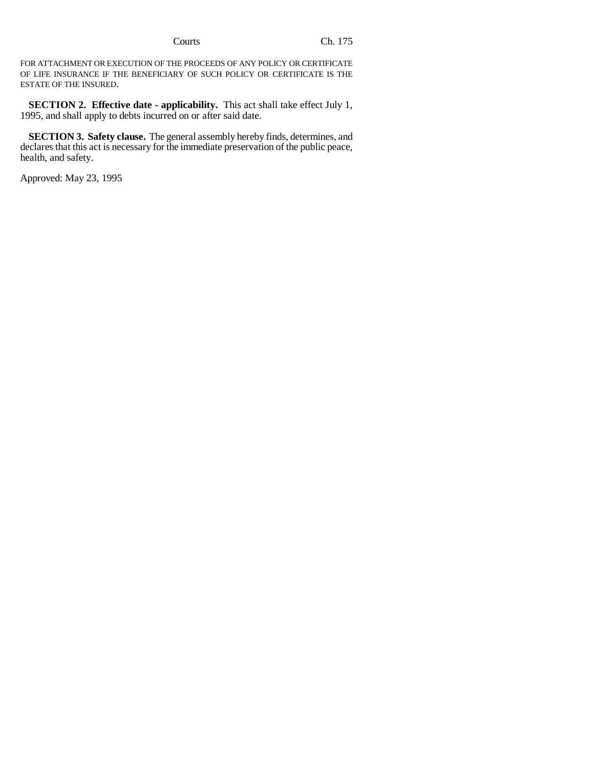FOR ATTACHMENT OR EXECUTION OF THE PROCEEDS OF ANY POLICY OR CERTIFICATE OF LIFE INSURANCE IF THE BENEFICIARY OF SUCH POLICY OR CERTIFICATE IS THE ESTATE OF THE INSURED.

**SECTION 2. Effective date - applicability.** This act shall take effect July 1, 1995, and shall apply to debts incurred on or after said date.

**SECTION 3. Safety clause.** The general assembly hereby finds, determines, and declares that this act is necessary for the immediate preservation of the public peace, health, and safety.

Approved: May 23, 1995